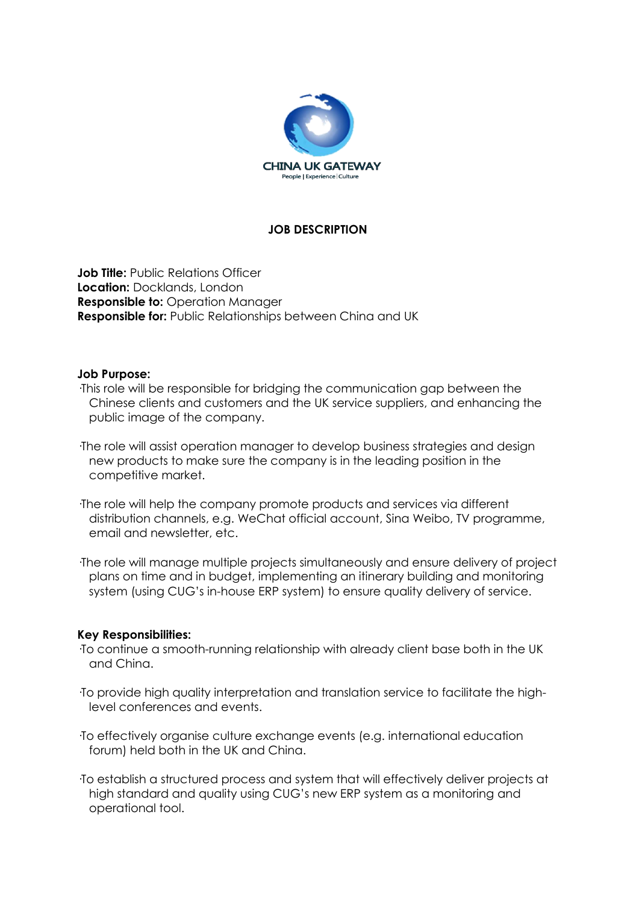CHINA UK GATEWAY

People | Experience | Culture

# JOB DESCRIPTION

**Job Title:** Public Relations Officer
**Location:** Docklands, London
**Responsible to:** Operation Manager
**Responsible for:** Public Relationships between China and UK

**Job Purpose:**

- This role will be responsible for bridging the communication gap between the Chinese clients and customers and the UK service suppliers, and enhancing the public image of the company.
- The role will assist operation manager to develop business strategies and design new products to make sure the company is in the leading position in the competitive market.
- The role will help the company promote products and services via different distribution channels, e.g. WeChat official account, Sina Weibo, TV programme, email and newsletter, etc.
- The role will manage multiple projects simultaneously and ensure delivery of project plans on time and in budget, implementing an itinerary building and monitoring system (using CUG's in-house ERP system) to ensure quality delivery of service.

**Key Responsibilities:**

- To continue a smooth-running relationship with already client base both in the UK and China.
- To provide high quality interpretation and translation service to facilitate the high-level conferences and events.
- To effectively organise culture exchange events (e.g. international education forum) held both in the UK and China.
- To establish a structured process and system that will effectively deliver projects at high standard and quality using CUG's new ERP system as a monitoring and operational tool.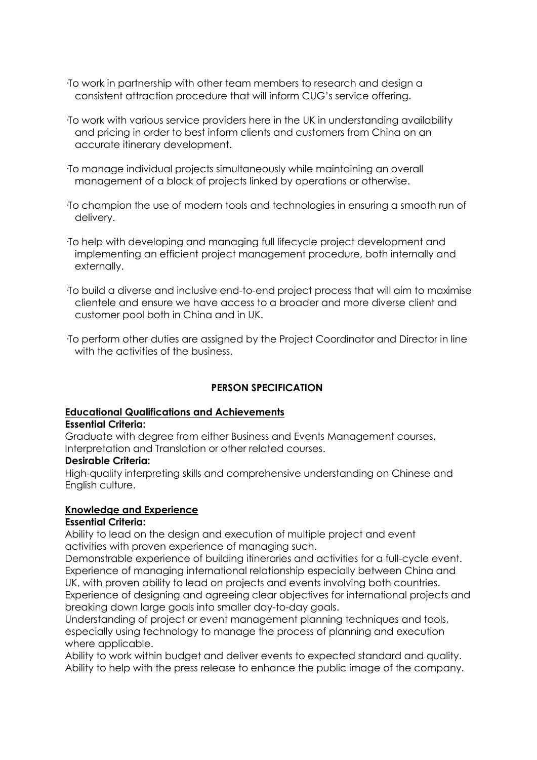- To work in partnership with other team members to research and design a consistent attraction procedure that will inform CUG's service offering.
- To work with various service providers here in the UK in understanding availability and pricing in order to best inform clients and customers from China on an accurate itinerary development.
- To manage individual projects simultaneously while maintaining an overall management of a block of projects linked by operations or otherwise.
- To champion the use of modern tools and technologies in ensuring a smooth run of delivery.
- To help with developing and managing full lifecycle project development and implementing an efficient project management procedure, both internally and externally.
- To build a diverse and inclusive end-to-end project process that will aim to maximise clientele and ensure we have access to a broader and more diverse client and customer pool both in China and in UK.
- To perform other duties are assigned by the Project Coordinator and Director in line with the activities of the business.

## PERSON SPECIFICATION

### Educational Qualifications and Achievements

**Essential Criteria:**

Graduate with degree from either Business and Events Management courses, Interpretation and Translation or other related courses.

**Desirable Criteria:**

High-quality interpreting skills and comprehensive understanding on Chinese and English culture.

### Knowledge and Experience

**Essential Criteria:**

Ability to lead on the design and execution of multiple project and event activities with proven experience of managing such.

Demonstrable experience of building itineraries and activities for a full-cycle event.

Experience of managing international relationship especially between China and UK, with proven ability to lead on projects and events involving both countries.

Experience of designing and agreeing clear objectives for international projects and breaking down large goals into smaller day-to-day goals.

Understanding of project or event management planning techniques and tools, especially using technology to manage the process of planning and execution where applicable.

Ability to work within budget and deliver events to expected standard and quality.

Ability to help with the press release to enhance the public image of the company.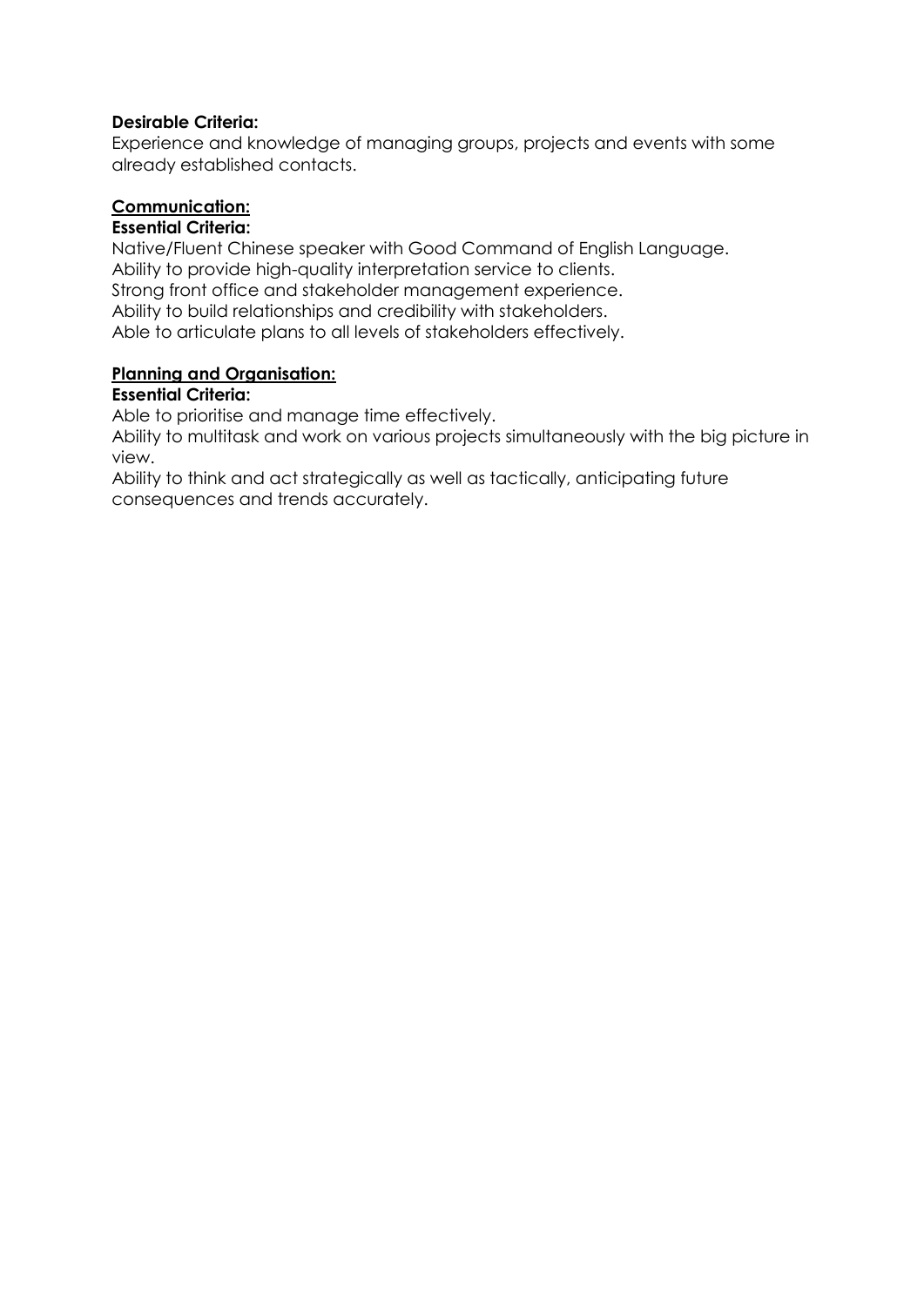**Desirable Criteria:**
Experience and knowledge of managing groups, projects and events with some already established contacts.

**<u>Communication:</u>**
**Essential Criteria:**
Native/Fluent Chinese speaker with Good Command of English Language.
Ability to provide high-quality interpretation service to clients.
Strong front office and stakeholder management experience.
Ability to build relationships and credibility with stakeholders.
Able to articulate plans to all levels of stakeholders effectively.

**<u>Planning and Organisation:</u>**
**Essential Criteria:**
Able to prioritise and manage time effectively.
Ability to multitask and work on various projects simultaneously with the big picture in view.
Ability to think and act strategically as well as tactically, anticipating future consequences and trends accurately.